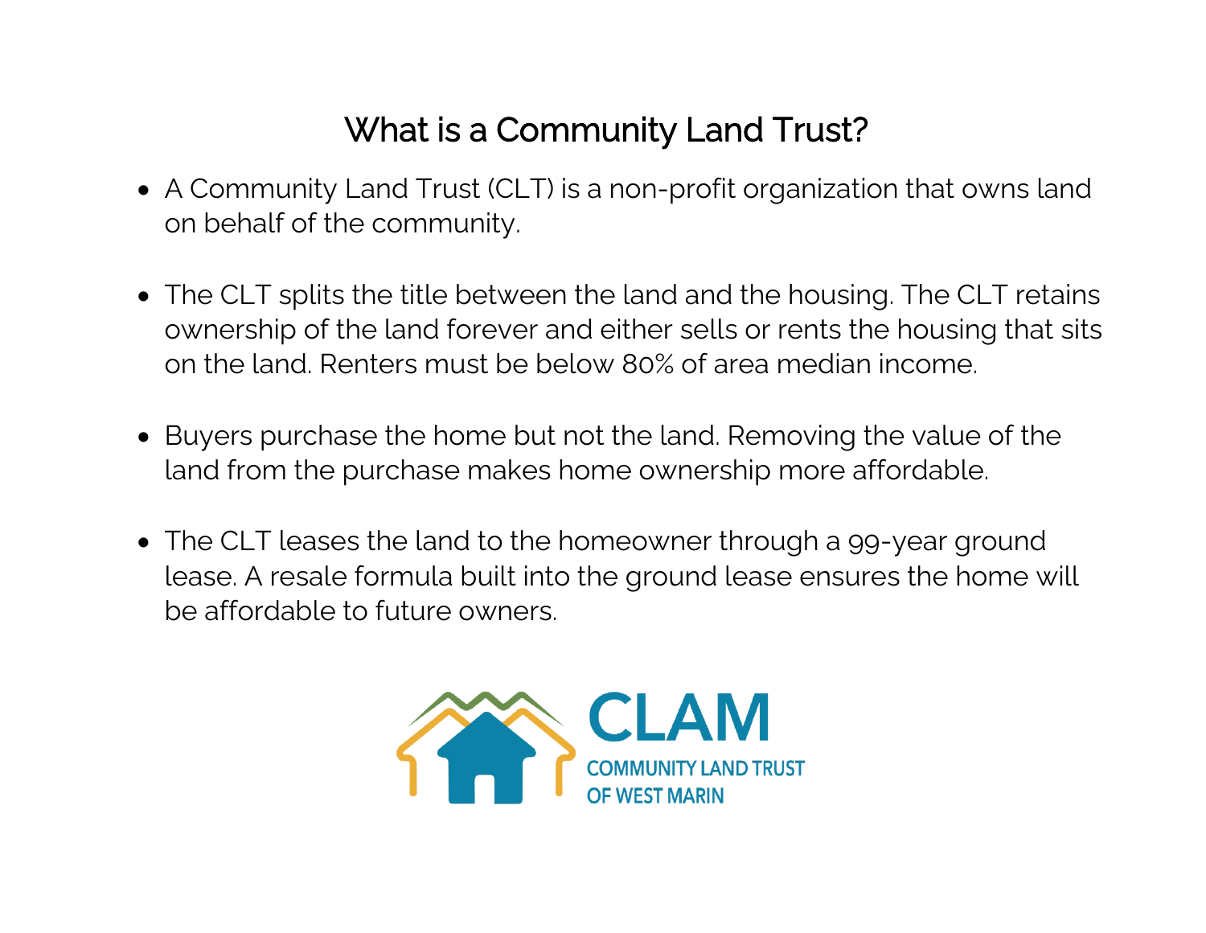# What is a Community Land Trust?

- A Community Land Trust (CLT) is a non-profit organization that owns land on behalf of the community.
- The CLT splits the title between the land and the housing. The CLT retains ownership of the land forever and either sells or rents the housing that sits on the land. Renters must be below 80% of area median income.
- Buyers purchase the home but not the land. Removing the value of the land from the purchase makes home ownership more affordable.
- The CLT leases the land to the homeowner through a 99-year ground lease. A resale formula built into the ground lease ensures the home will be affordable to future owners.

CLAM
COMMUNITY LAND TRUST
OF WEST MARIN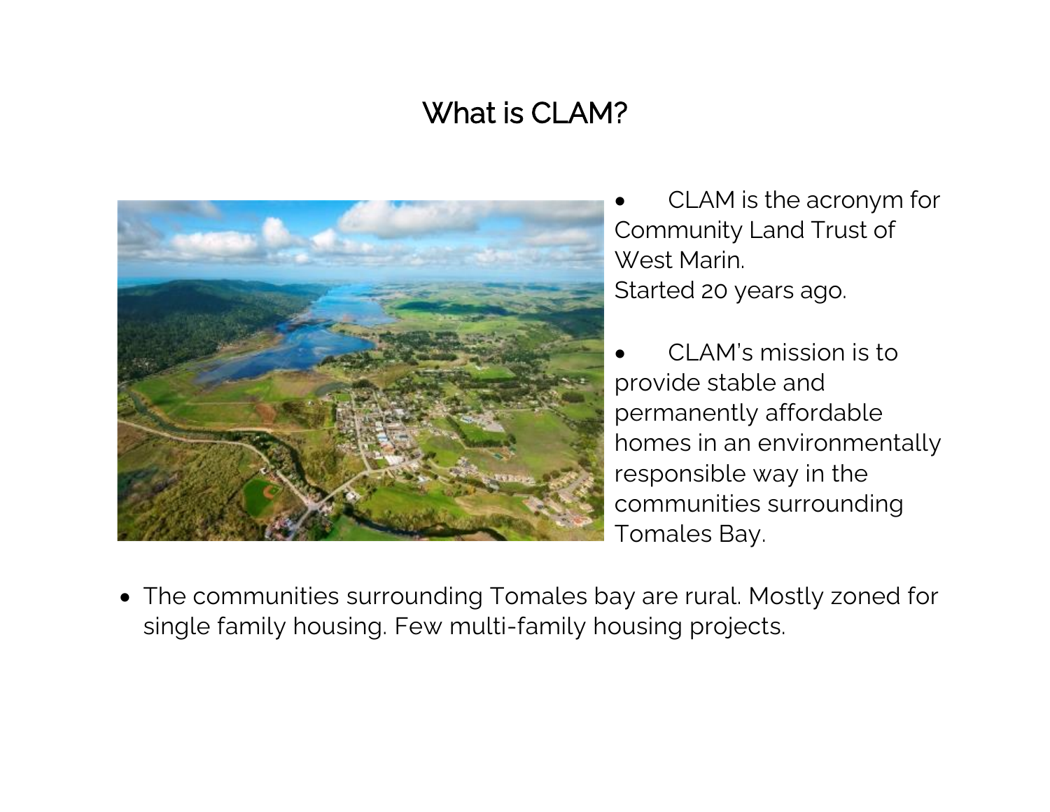# What is CLAM?

- CLAM is the acronym for Community Land Trust of West Marin.
  Started 20 years ago.

- CLAM's mission is to provide stable and permanently affordable homes in an environmentally responsible way in the communities surrounding Tomales Bay.

- The communities surrounding Tomales bay are rural. Mostly zoned for single family housing. Few multi-family housing projects.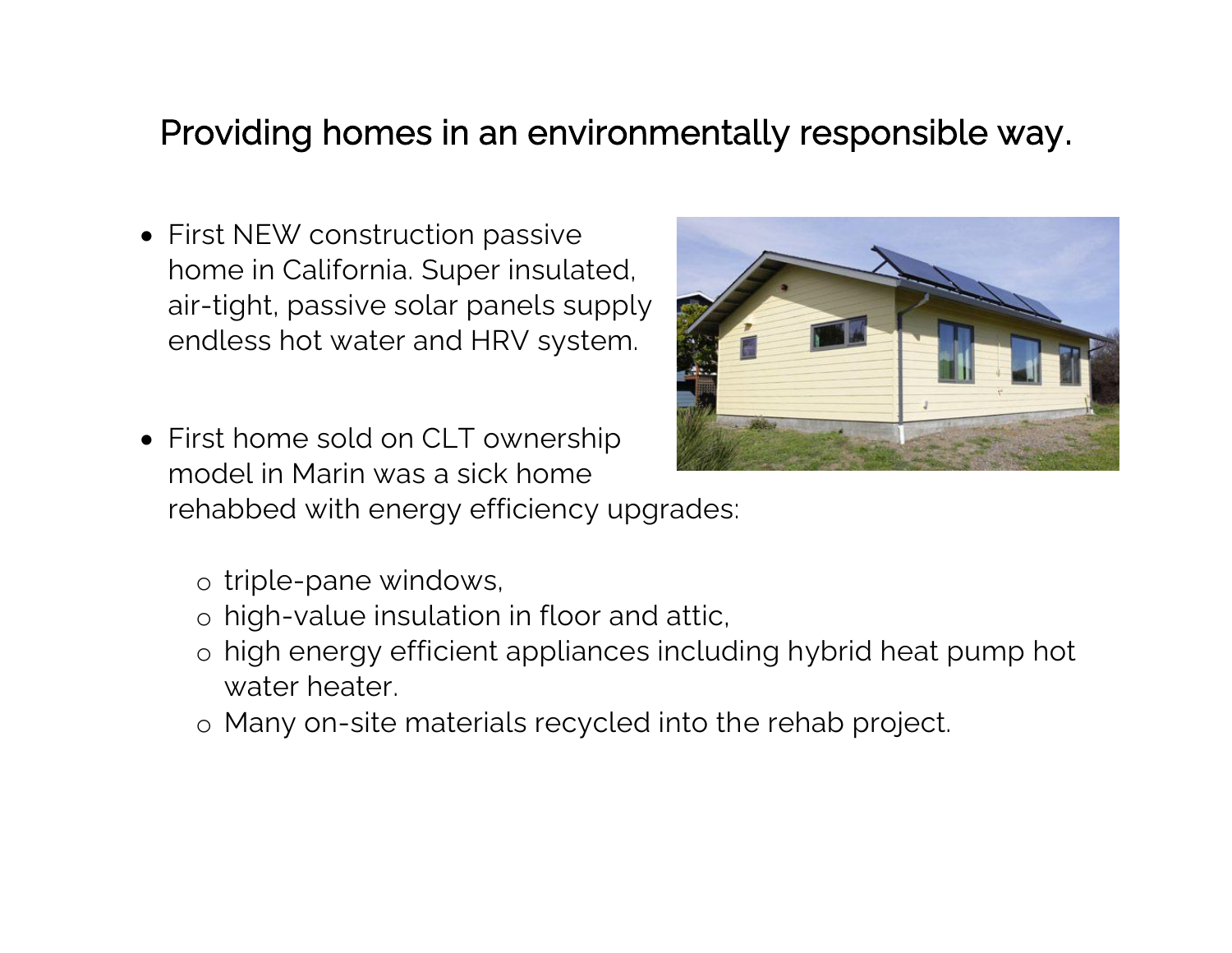# Providing homes in an environmentally responsible way.

- First NEW construction passive home in California. Super insulated, air-tight, passive solar panels supply endless hot water and HRV system.

- First home sold on CLT ownership model in Marin was a sick home rehabbed with energy efficiency upgrades:
  - triple-pane windows,
  - high-value insulation in floor and attic,
  - high energy efficient appliances including hybrid heat pump hot water heater.
  - Many on-site materials recycled into the rehab project.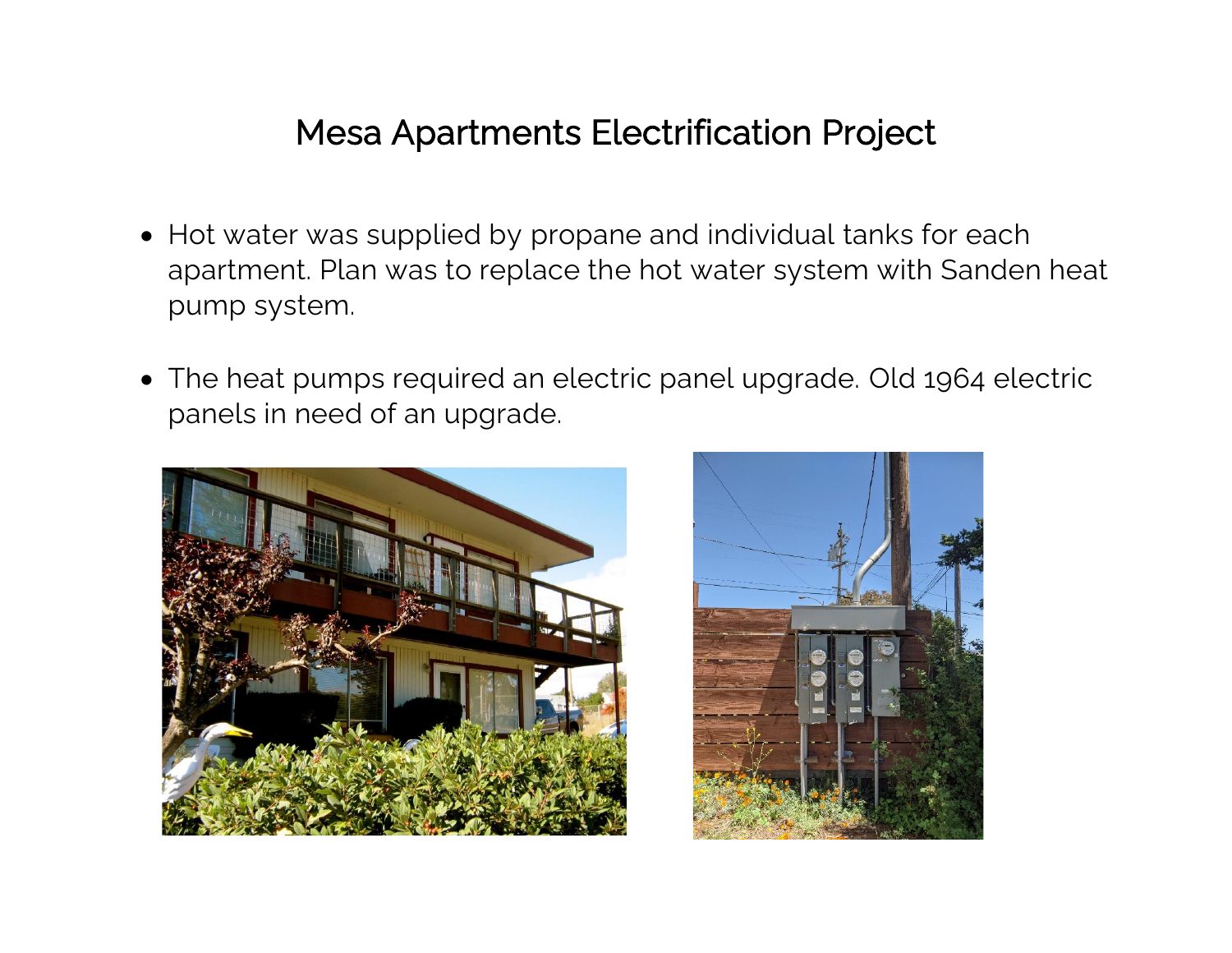# Mesa Apartments Electrification Project

- Hot water was supplied by propane and individual tanks for each apartment. Plan was to replace the hot water system with Sanden heat pump system.

- The heat pumps required an electric panel upgrade. Old 1964 electric panels in need of an upgrade.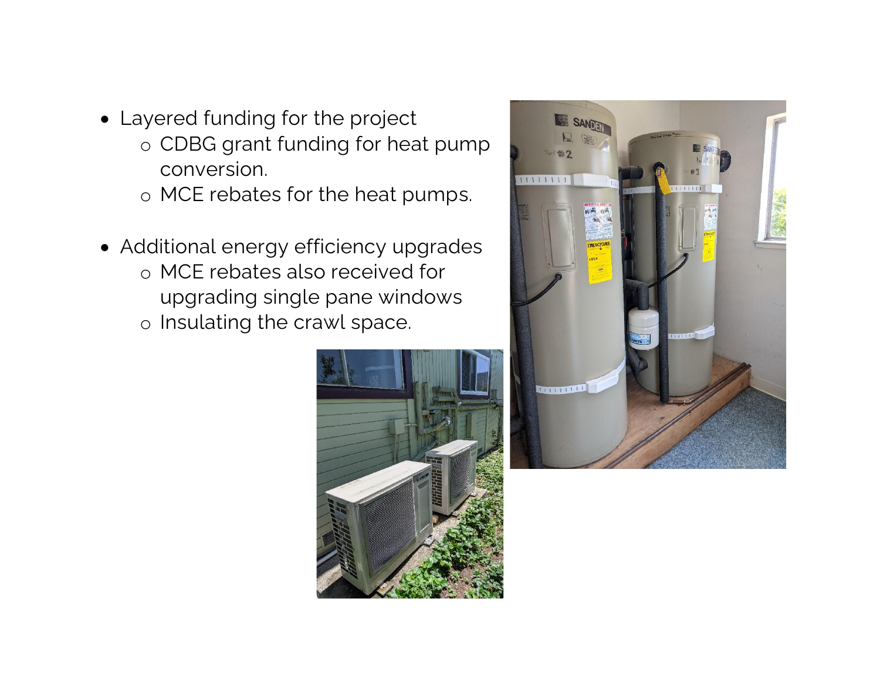- Layered funding for the project
  - CDBG grant funding for heat pump conversion.
  - MCE rebates for the heat pumps.

- Additional energy efficiency upgrades
  - MCE rebates also received for upgrading single pane windows
  - Insulating the crawl space.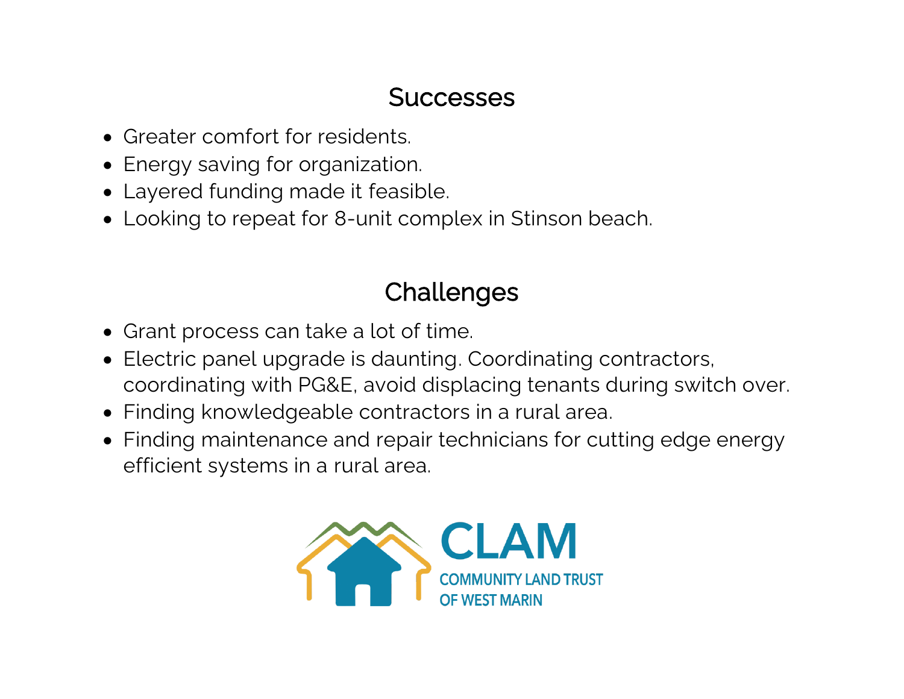## Successes

- Greater comfort for residents.
- Energy saving for organization.
- Layered funding made it feasible.
- Looking to repeat for 8-unit complex in Stinson beach.

## Challenges

- Grant process can take a lot of time.
- Electric panel upgrade is daunting. Coordinating contractors, coordinating with PG&E, avoid displacing tenants during switch over.
- Finding knowledgeable contractors in a rural area.
- Finding maintenance and repair technicians for cutting edge energy efficient systems in a rural area.

CLAM

COMMUNITY LAND TRUST OF WEST MARIN